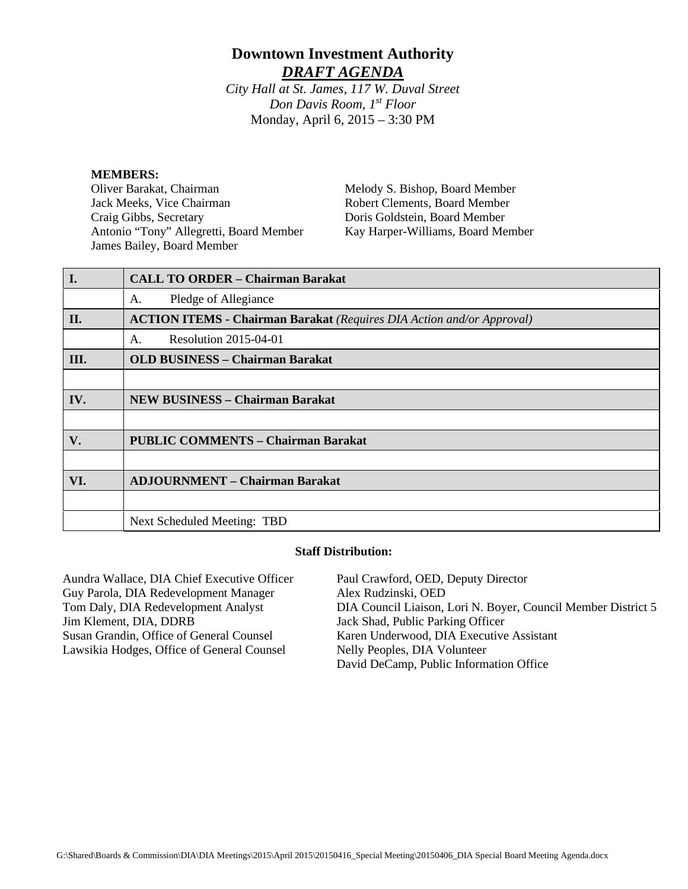# Downtown Investment Authority

## ***DRAFT AGENDA***

*City Hall at St. James, 117 W. Duval Street*
*Don Davis Room, 1st Floor*
Monday, April 6, 2015 – 3:30 PM

**MEMBERS:**

Oliver Barakat, Chairman
Jack Meeks, Vice Chairman
Craig Gibbs, Secretary
Antonio "Tony" Allegretti, Board Member
James Bailey, Board Member
Melody S. Bishop, Board Member
Robert Clements, Board Member
Doris Goldstein, Board Member
Kay Harper-Williams, Board Member

| | |
|---|---|
| **I.** | **CALL TO ORDER – Chairman Barakat** |
| | A. Pledge of Allegiance |
| **II.** | **ACTION ITEMS - Chairman Barakat** *(Requires DIA Action and/or Approval)* |
| | A. Resolution 2015-04-01 |
| **III.** | **OLD BUSINESS – Chairman Barakat** |
| | |
| **IV.** | **NEW BUSINESS – Chairman Barakat** |
| | |
| **V.** | **PUBLIC COMMENTS – Chairman Barakat** |
| | |
| **VI.** | **ADJOURNMENT – Chairman Barakat** |
| | |
| | Next Scheduled Meeting: TBD |

**Staff Distribution:**

Aundra Wallace, DIA Chief Executive Officer
Guy Parola, DIA Redevelopment Manager
Tom Daly, DIA Redevelopment Analyst
Jim Klement, DIA, DDRB
Susan Grandin, Office of General Counsel
Lawsikia Hodges, Office of General Counsel
Paul Crawford, OED, Deputy Director
Alex Rudzinski, OED
DIA Council Liaison, Lori N. Boyer, Council Member District 5
Jack Shad, Public Parking Officer
Karen Underwood, DIA Executive Assistant
Nelly Peoples, DIA Volunteer
David DeCamp, Public Information Office

G:\Shared\Boards & Commission\DIA\DIA Meetings\2015\April 2015\20150416_Special Meeting\20150406_DIA Special Board Meeting Agenda.docx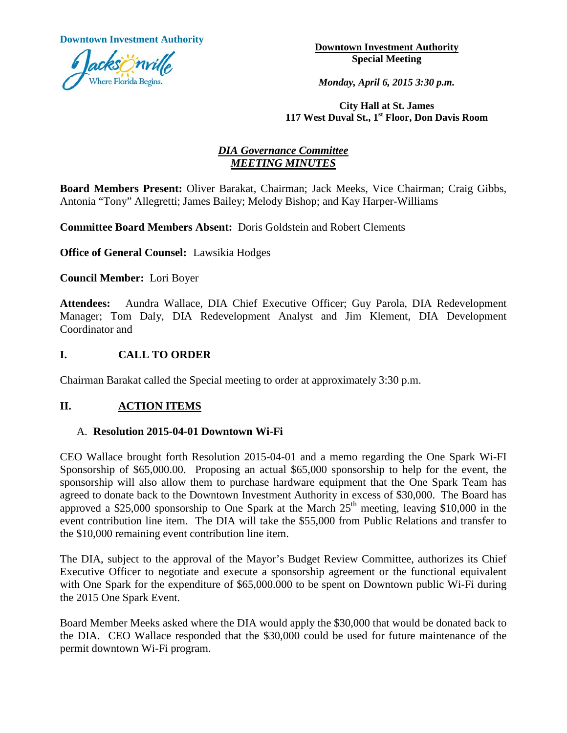**Downtown Investment Authority**

**Downtown Investment Authority**
**Special Meeting**

***Monday, April 6, 2015 3:30 p.m.***

**City Hall at St. James**
**117 West Duval St., 1st Floor, Don Davis Room**

## ***DIA Governance Committee***
## ***MEETING MINUTES***

**Board Members Present:** Oliver Barakat, Chairman; Jack Meeks, Vice Chairman; Craig Gibbs, Antonia "Tony" Allegretti; James Bailey; Melody Bishop; and Kay Harper-Williams

**Committee Board Members Absent:** Doris Goldstein and Robert Clements

**Office of General Counsel:** Lawsikia Hodges

**Council Member:** Lori Boyer

**Attendees:** Aundra Wallace, DIA Chief Executive Officer; Guy Parola, DIA Redevelopment Manager; Tom Daly, DIA Redevelopment Analyst and Jim Klement, DIA Development Coordinator and

## I. CALL TO ORDER

Chairman Barakat called the Special meeting to order at approximately 3:30 p.m.

## II. ACTION ITEMS

### A. Resolution 2015-04-01 Downtown Wi-Fi

CEO Wallace brought forth Resolution 2015-04-01 and a memo regarding the One Spark Wi-FI Sponsorship of $65,000.00. Proposing an actual $65,000 sponsorship to help for the event, the sponsorship will also allow them to purchase hardware equipment that the One Spark Team has agreed to donate back to the Downtown Investment Authority in excess of $30,000. The Board has approved a $25,000 sponsorship to One Spark at the March 25th meeting, leaving $10,000 in the event contribution line item. The DIA will take the $55,000 from Public Relations and transfer to the $10,000 remaining event contribution line item.

The DIA, subject to the approval of the Mayor's Budget Review Committee, authorizes its Chief Executive Officer to negotiate and execute a sponsorship agreement or the functional equivalent with One Spark for the expenditure of $65,000.000 to be spent on Downtown public Wi-Fi during the 2015 One Spark Event.

Board Member Meeks asked where the DIA would apply the $30,000 that would be donated back to the DIA. CEO Wallace responded that the $30,000 could be used for future maintenance of the permit downtown Wi-Fi program.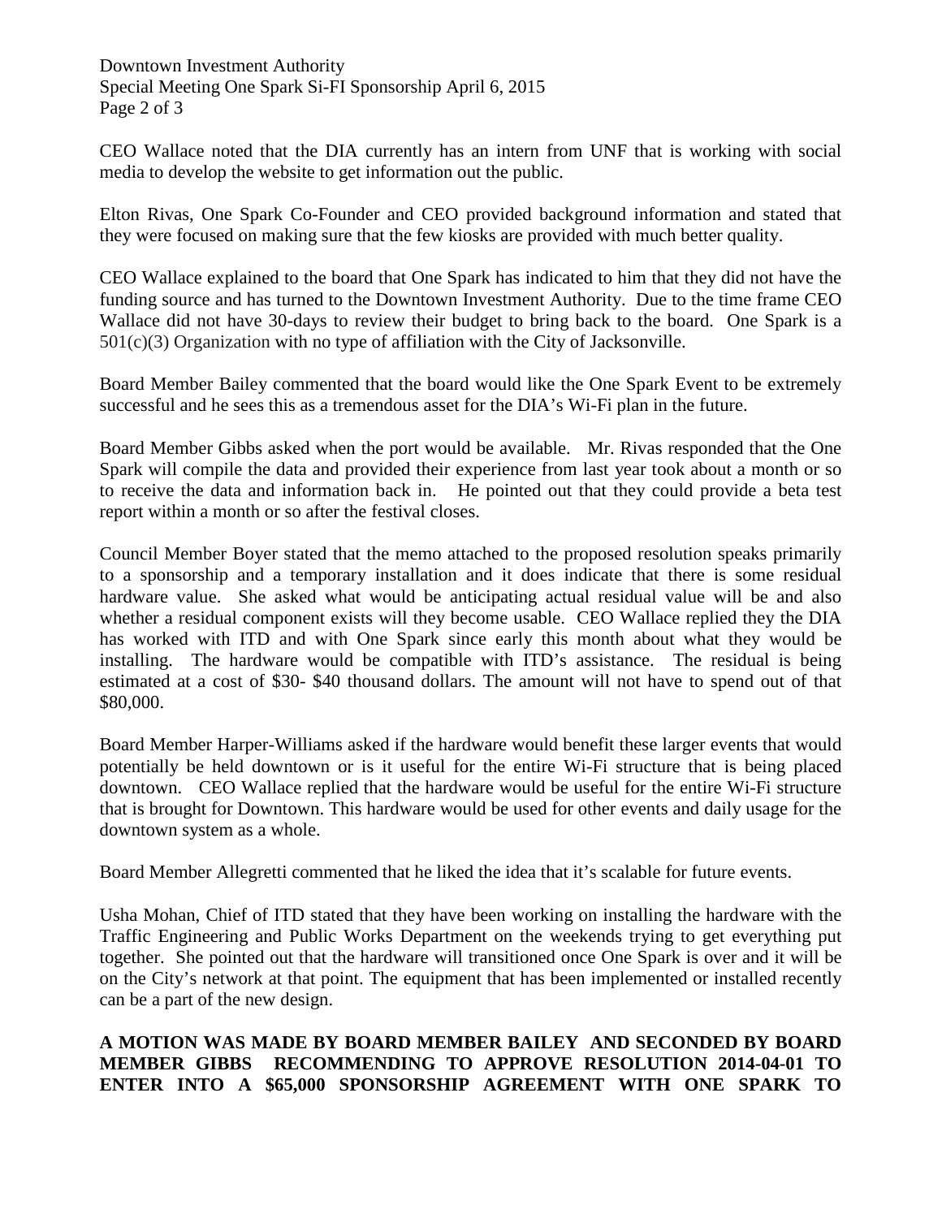CEO Wallace noted that the DIA currently has an intern from UNF that is working with social media to develop the website to get information out the public.

Elton Rivas, One Spark Co-Founder and CEO provided background information and stated that they were focused on making sure that the few kiosks are provided with much better quality.

CEO Wallace explained to the board that One Spark has indicated to him that they did not have the funding source and has turned to the Downtown Investment Authority. Due to the time frame CEO Wallace did not have 30-days to review their budget to bring back to the board. One Spark is a 501(c)(3) Organization with no type of affiliation with the City of Jacksonville.

Board Member Bailey commented that the board would like the One Spark Event to be extremely successful and he sees this as a tremendous asset for the DIA's Wi-Fi plan in the future.

Board Member Gibbs asked when the port would be available. Mr. Rivas responded that the One Spark will compile the data and provided their experience from last year took about a month or so to receive the data and information back in. He pointed out that they could provide a beta test report within a month or so after the festival closes.

Council Member Boyer stated that the memo attached to the proposed resolution speaks primarily to a sponsorship and a temporary installation and it does indicate that there is some residual hardware value. She asked what would be anticipating actual residual value will be and also whether a residual component exists will they become usable. CEO Wallace replied they the DIA has worked with ITD and with One Spark since early this month about what they would be installing. The hardware would be compatible with ITD's assistance. The residual is being estimated at a cost of $30- $40 thousand dollars. The amount will not have to spend out of that $80,000.

Board Member Harper-Williams asked if the hardware would benefit these larger events that would potentially be held downtown or is it useful for the entire Wi-Fi structure that is being placed downtown. CEO Wallace replied that the hardware would be useful for the entire Wi-Fi structure that is brought for Downtown. This hardware would be used for other events and daily usage for the downtown system as a whole.

Board Member Allegretti commented that he liked the idea that it's scalable for future events.

Usha Mohan, Chief of ITD stated that they have been working on installing the hardware with the Traffic Engineering and Public Works Department on the weekends trying to get everything put together. She pointed out that the hardware will transitioned once One Spark is over and it will be on the City's network at that point. The equipment that has been implemented or installed recently can be a part of the new design.

**A MOTION WAS MADE BY BOARD MEMBER BAILEY AND SECONDED BY BOARD MEMBER GIBBS RECOMMENDING TO APPROVE RESOLUTION 2014-04-01 TO ENTER INTO A $65,000 SPONSORSHIP AGREEMENT WITH ONE SPARK TO**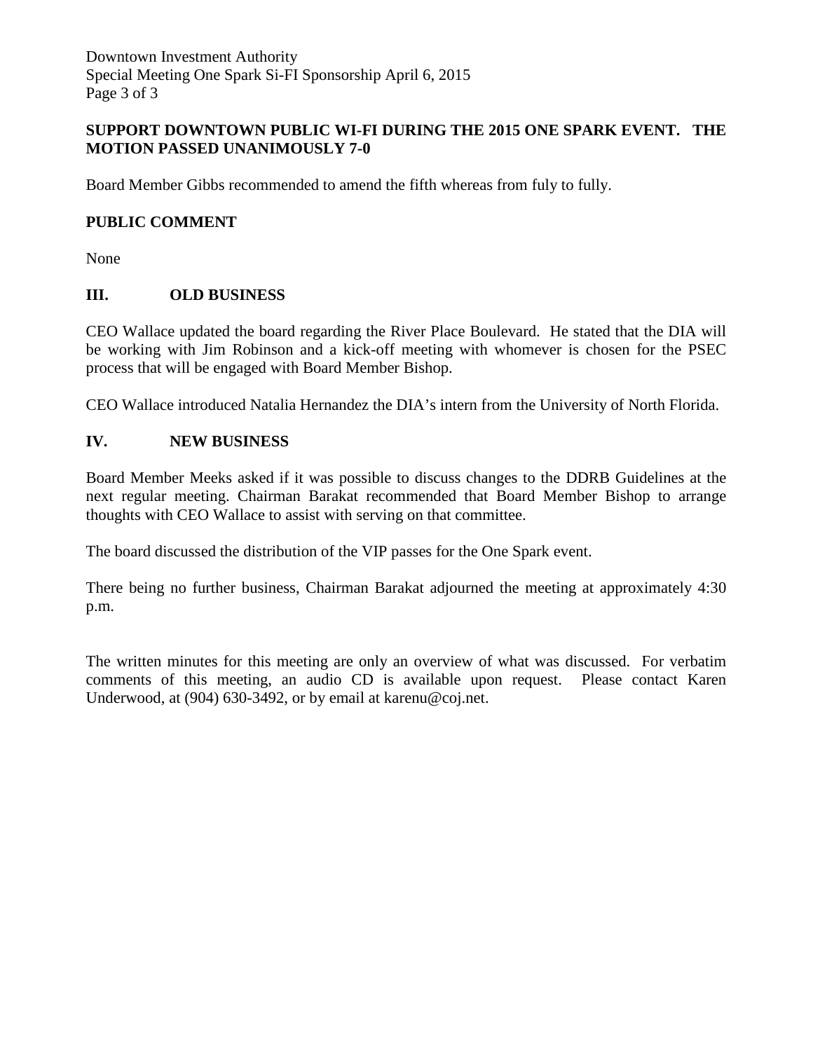**SUPPORT DOWNTOWN PUBLIC WI-FI DURING THE 2015 ONE SPARK EVENT. THE MOTION PASSED UNANIMOUSLY 7-0**

Board Member Gibbs recommended to amend the fifth whereas from fuly to fully.

## PUBLIC COMMENT

None

## III. OLD BUSINESS

CEO Wallace updated the board regarding the River Place Boulevard. He stated that the DIA will be working with Jim Robinson and a kick-off meeting with whomever is chosen for the PSEC process that will be engaged with Board Member Bishop.

CEO Wallace introduced Natalia Hernandez the DIA's intern from the University of North Florida.

## IV. NEW BUSINESS

Board Member Meeks asked if it was possible to discuss changes to the DDRB Guidelines at the next regular meeting. Chairman Barakat recommended that Board Member Bishop to arrange thoughts with CEO Wallace to assist with serving on that committee.

The board discussed the distribution of the VIP passes for the One Spark event.

There being no further business, Chairman Barakat adjourned the meeting at approximately 4:30 p.m.

The written minutes for this meeting are only an overview of what was discussed. For verbatim comments of this meeting, an audio CD is available upon request. Please contact Karen Underwood, at (904) 630-3492, or by email at karenu@coj.net.